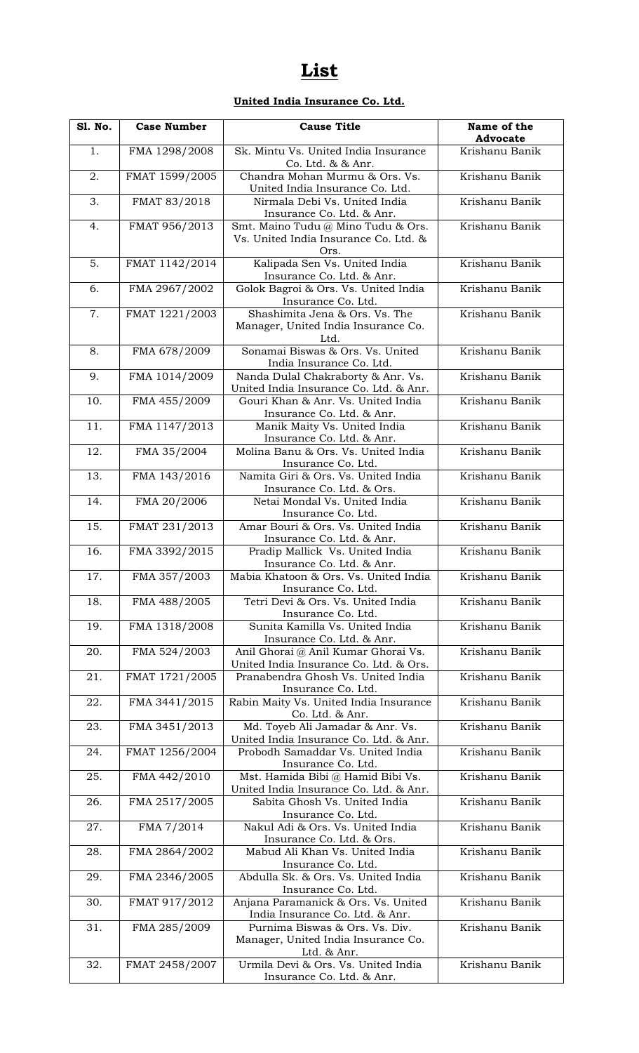# List

**United India Insurance Co. Ltd.**

| Sl. No. | Case Number | Cause Title | Name of the Advocate |
|---|---|---|---|
| 1. | FMA 1298/2008 | Sk. Mintu Vs. United India Insurance Co. Ltd. & & Anr. | Krishanu Banik |
| 2. | FMAT 1599/2005 | Chandra Mohan Murmu & Ors. Vs. United India Insurance Co. Ltd. | Krishanu Banik |
| 3. | FMAT 83/2018 | Nirmala Debi Vs. United India Insurance Co. Ltd. & Anr. | Krishanu Banik |
| 4. | FMAT 956/2013 | Smt. Maino Tudu @ Mino Tudu & Ors. Vs. United India Insurance Co. Ltd. & Ors. | Krishanu Banik |
| 5. | FMAT 1142/2014 | Kalipada Sen Vs. United India Insurance Co. Ltd. & Anr. | Krishanu Banik |
| 6. | FMA 2967/2002 | Golok Bagroi & Ors. Vs. United India Insurance Co. Ltd. | Krishanu Banik |
| 7. | FMAT 1221/2003 | Shashimita Jena & Ors. Vs. The Manager, United India Insurance Co. Ltd. | Krishanu Banik |
| 8. | FMA 678/2009 | Sonamai Biswas & Ors. Vs. United India Insurance Co. Ltd. | Krishanu Banik |
| 9. | FMA 1014/2009 | Nanda Dulal Chakraborty & Anr. Vs. United India Insurance Co. Ltd. & Anr. | Krishanu Banik |
| 10. | FMA 455/2009 | Gouri Khan & Anr. Vs. United India Insurance Co. Ltd. & Anr. | Krishanu Banik |
| 11. | FMA 1147/2013 | Manik Maity Vs. United India Insurance Co. Ltd. & Anr. | Krishanu Banik |
| 12. | FMA 35/2004 | Molina Banu & Ors. Vs. United India Insurance Co. Ltd. | Krishanu Banik |
| 13. | FMA 143/2016 | Namita Giri & Ors. Vs. United India Insurance Co. Ltd. & Ors. | Krishanu Banik |
| 14. | FMA 20/2006 | Netai Mondal Vs. United India Insurance Co. Ltd. | Krishanu Banik |
| 15. | FMAT 231/2013 | Amar Bouri & Ors. Vs. United India Insurance Co. Ltd. & Anr. | Krishanu Banik |
| 16. | FMA 3392/2015 | Pradip Mallick Vs. United India Insurance Co. Ltd. & Anr. | Krishanu Banik |
| 17. | FMA 357/2003 | Mabia Khatoon & Ors. Vs. United India Insurance Co. Ltd. | Krishanu Banik |
| 18. | FMA 488/2005 | Tetri Devi & Ors. Vs. United India Insurance Co. Ltd. | Krishanu Banik |
| 19. | FMA 1318/2008 | Sunita Kamilla Vs. United India Insurance Co. Ltd. & Anr. | Krishanu Banik |
| 20. | FMA 524/2003 | Anil Ghorai @ Anil Kumar Ghorai Vs. United India Insurance Co. Ltd. & Ors. | Krishanu Banik |
| 21. | FMAT 1721/2005 | Pranabendra Ghosh Vs. United India Insurance Co. Ltd. | Krishanu Banik |
| 22. | FMA 3441/2015 | Rabin Maity Vs. United India Insurance Co. Ltd. & Anr. | Krishanu Banik |
| 23. | FMA 3451/2013 | Md. Toyeb Ali Jamadar & Anr. Vs. United India Insurance Co. Ltd. & Anr. | Krishanu Banik |
| 24. | FMAT 1256/2004 | Probodh Samaddar Vs. United India Insurance Co. Ltd. | Krishanu Banik |
| 25. | FMA 442/2010 | Mst. Hamida Bibi @ Hamid Bibi Vs. United India Insurance Co. Ltd. & Anr. | Krishanu Banik |
| 26. | FMA 2517/2005 | Sabita Ghosh Vs. United India Insurance Co. Ltd. | Krishanu Banik |
| 27. | FMA 7/2014 | Nakul Adi & Ors. Vs. United India Insurance Co. Ltd. & Ors. | Krishanu Banik |
| 28. | FMA 2864/2002 | Mabud Ali Khan Vs. United India Insurance Co. Ltd. | Krishanu Banik |
| 29. | FMA 2346/2005 | Abdulla Sk. & Ors. Vs. United India Insurance Co. Ltd. | Krishanu Banik |
| 30. | FMAT 917/2012 | Anjana Paramanick & Ors. Vs. United India Insurance Co. Ltd. & Anr. | Krishanu Banik |
| 31. | FMA 285/2009 | Purnima Biswas & Ors. Vs. Div. Manager, United India Insurance Co. Ltd. & Anr. | Krishanu Banik |
| 32. | FMAT 2458/2007 | Urmila Devi & Ors. Vs. United India Insurance Co. Ltd. & Anr. | Krishanu Banik |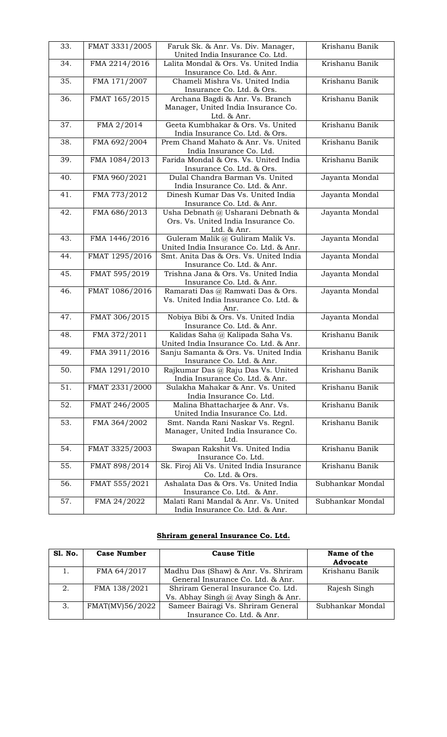| 33. | FMAT 3331/2005 | Faruk Sk. & Anr. Vs. Div. Manager, United India Insurance Co. Ltd. | Krishanu Banik |
|---|---|---|---|
| 34. | FMA 2214/2016 | Lalita Mondal & Ors. Vs. United India Insurance Co. Ltd. & Anr. | Krishanu Banik |
| 35. | FMA 171/2007 | Chameli Mishra Vs. United India Insurance Co. Ltd. & Ors. | Krishanu Banik |
| 36. | FMAT 165/2015 | Archana Bagdi & Anr. Vs. Branch Manager, United India Insurance Co. Ltd. & Anr. | Krishanu Banik |
| 37. | FMA 2/2014 | Geeta Kumbhakar & Ors. Vs. United India Insurance Co. Ltd. & Ors. | Krishanu Banik |
| 38. | FMA 692/2004 | Prem Chand Mahato & Anr. Vs. United India Insurance Co. Ltd. | Krishanu Banik |
| 39. | FMA 1084/2013 | Farida Mondal & Ors. Vs. United India Insurance Co. Ltd. & Ors. | Krishanu Banik |
| 40. | FMA 960/2021 | Dulal Chandra Barman Vs. United India Insurance Co. Ltd. & Anr. | Jayanta Mondal |
| 41. | FMA 773/2012 | Dinesh Kumar Das Vs. United India Insurance Co. Ltd. & Anr. | Jayanta Mondal |
| 42. | FMA 686/2013 | Usha Debnath @ Usharani Debnath & Ors. Vs. United India Insurance Co. Ltd. & Anr. | Jayanta Mondal |
| 43. | FMA 1446/2016 | Guleram Malik @ Guliram Malik Vs. United India Insurance Co. Ltd. & Anr. | Jayanta Mondal |
| 44. | FMAT 1295/2016 | Smt. Anita Das & Ors. Vs. United India Insurance Co. Ltd. & Anr. | Jayanta Mondal |
| 45. | FMAT 595/2019 | Trishna Jana & Ors. Vs. United India Insurance Co. Ltd. & Anr. | Jayanta Mondal |
| 46. | FMAT 1086/2016 | Ramarati Das @ Ramwati Das & Ors. Vs. United India Insurance Co. Ltd. & Anr. | Jayanta Mondal |
| 47. | FMAT 306/2015 | Nobiya Bibi & Ors. Vs. United India Insurance Co. Ltd. & Anr. | Jayanta Mondal |
| 48. | FMA 372/2011 | Kalidas Saha @ Kalipada Saha Vs. United India Insurance Co. Ltd. & Anr. | Krishanu Banik |
| 49. | FMA 3911/2016 | Sanju Samanta & Ors. Vs. United India Insurance Co. Ltd. & Anr. | Krishanu Banik |
| 50. | FMA 1291/2010 | Rajkumar Das @ Raju Das Vs. United India Insurance Co. Ltd. & Anr. | Krishanu Banik |
| 51. | FMAT 2331/2000 | Sulakha Mahakar & Anr. Vs. United India Insurance Co. Ltd. | Krishanu Banik |
| 52. | FMAT 246/2005 | Malina Bhattacharjee & Anr. Vs. United India Insurance Co. Ltd. | Krishanu Banik |
| 53. | FMA 364/2002 | Smt. Nanda Rani Naskar Vs. Regnl. Manager, United India Insurance Co. Ltd. | Krishanu Banik |
| 54. | FMAT 3325/2003 | Swapan Rakshit Vs. United India Insurance Co. Ltd. | Krishanu Banik |
| 55. | FMAT 898/2014 | Sk. Firoj Ali Vs. United India Insurance Co. Ltd. & Ors. | Krishanu Banik |
| 56. | FMAT 555/2021 | Ashalata Das & Ors. Vs. United India Insurance Co. Ltd. & Anr. | Subhankar Mondal |
| 57. | FMA 24/2022 | Malati Rani Mandal & Anr. Vs. United India Insurance Co. Ltd. & Anr. | Subhankar Mondal |

## **Shriram general Insurance Co. Ltd.**

| Sl. No. | Case Number | Cause Title | Name of the Advocate |
|---|---|---|---|
| 1. | FMA 64/2017 | Madhu Das (Shaw) & Anr. Vs. Shriram General Insurance Co. Ltd. & Anr. | Krishanu Banik |
| 2. | FMA 138/2021 | Shriram General Insurance Co. Ltd. Vs. Abhay Singh @ Avay Singh & Anr. | Rajesh Singh |
| 3. | FMAT(MV)56/2022 | Sameer Bairagi Vs. Shriram General Insurance Co. Ltd. & Anr. | Subhankar Mondal |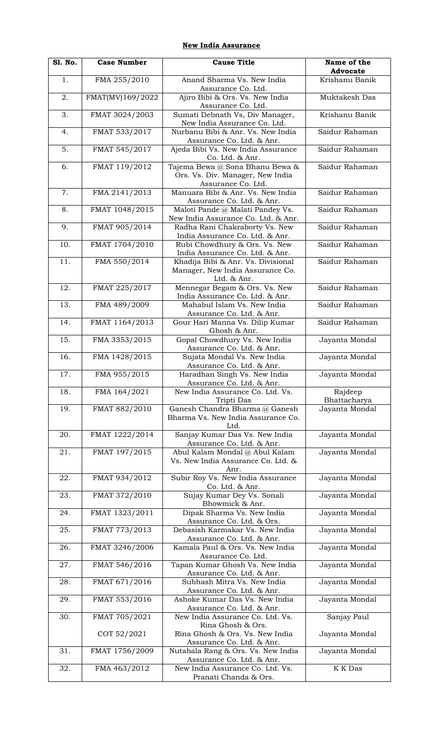**New India Assurance**

| Sl. No. | Case Number | Cause Title | Name of the Advocate |
|---|---|---|---|
| 1. | FMA 255/2010 | Anand Sharma Vs. New India Assurance Co. Ltd. | Krishanu Banik |
| 2. | FMAT(MV)169/2022 | Ajiro Bibi & Ors. Vs. New India Assurance Co. Ltd. | Muktakesh Das |
| 3. | FMAT 3024/2003 | Sumati Debnath Vs, Div Manager, New India Assurance Co. Ltd. | Krishanu Banik |
| 4. | FMAT 533/2017 | Nurbanu Bibi & Anr. Vs. New India Assurance Co. Ltd. & Anr. | Saidur Rahaman |
| 5. | FMAT 545/2017 | Ajeda Bibi Vs. New India Assurance Co. Ltd. & Anr. | Saidur Rahaman |
| 6. | FMAT 119/2012 | Tajema Bewa @ Sona Bhanu Bewa & Ors. Vs. Div. Manager, New India Assurance Co. Ltd. | Saidur Rahaman |
| 7. | FMA 2141/2013 | Manuara Bibi & Anr. Vs. New India Assurance Co. Ltd. & Anr. | Saidur Rahaman |
| 8. | FMAT 1048/2015 | Maloti Pande @ Malati Pandey Vs. New India Assurance Co. Ltd. & Anr. | Saidur Rahaman |
| 9. | FMAT 905/2014 | Radha Rani Chakraborty Vs. New India Assurance Co. Ltd. & Anr. | Saidur Rahaman |
| 10. | FMAT 1704/2010 | Rubi Chowdhury & Ors. Vs. New India Assurance Co. Ltd. & Anr. | Saidur Rahaman |
| 11. | FMA 550/2014 | Khadija Bibi & Anr. Vs. Divisional Manager, New India Assurance Co. Ltd. & Anr. | Saidur Rahaman |
| 12. | FMAT 225/2017 | Mennegar Begam & Ors. Vs. New India Assurance Co. Ltd. & Anr. | Saidur Rahaman |
| 13. | FMA 489/2009 | Mahabul Islam Vs. New India Assurance Co. Ltd. & Anr. | Saidur Rahaman |
| 14. | FMAT 1164/2013 | Gour Hari Manna Vs. Dilip Kumar Ghosh & Anr. | Saidur Rahaman |
| 15. | FMA 3353/2015 | Gopal Chowdhury Vs. New India Assurance Co. Ltd. & Anr. | Jayanta Mondal |
| 16. | FMA 1428/2015 | Sujata Mondal Vs. New India Assurance Co. Ltd. & Anr. | Jayanta Mondal |
| 17. | FMA 955/2015 | Haradhan Singh Vs. New India Assurance Co. Ltd. & Anr. | Jayanta Mondal |
| 18. | FMA 164/2021 | New India Assurance Co. Ltd. Vs. Tripti Das | Rajdeep Bhattacharya |
| 19. | FMAT 882/2010 | Ganesh Chandra Bharma @ Ganesh Bharma Vs. New India Assurance Co. Ltd. | Jayanta Mondal |
| 20. | FMAT 1222/2014 | Sanjay Kumar Das Vs. New India Assurance Co. Ltd. & Anr. | Jayanta Mondal |
| 21. | FMAT 197/2015 | Abul Kalam Mondal @ Abul Kalam Vs. New India Assurance Co. Ltd. & Anr. | Jayanta Mondal |
| 22. | FMAT 934/2012 | Subir Roy Vs. New India Assurance Co. Ltd. & Anr. | Jayanta Mondal |
| 23. | FMAT 372/2010 | Sujay Kumar Dey Vs. Sonali Bhowmick & Anr. | Jayanta Mondal |
| 24. | FMAT 1323/2011 | Dipak Sharma Vs. New India Assurance Co. Ltd. & Ors. | Jayanta Mondal |
| 25. | FMAT 773/2013 | Debasish Karmakar Vs. New India Assurance Co. Ltd. & Anr. | Jayanta Mondal |
| 26. | FMAT 3246/2006 | Kamala Paul & Ors. Vs. New India Assurance Co. Ltd. | Jayanta Mondal |
| 27. | FMAT 546/2016 | Tapan Kumar Ghosh Vs. New India Assurance Co. Ltd. & Anr. | Jayanta Mondal |
| 28. | FMAT 671/2016 | Subhash Mitra Vs. New India Assurance Co. Ltd. & Anr. | Jayanta Mondal |
| 29. | FMAT 553/2016 | Ashoke Kumar Das Vs. New India Assurance Co. Ltd. & Anr. | Jayanta Mondal |
| 30. | FMAT 705/2021 | New India Assurance Co. Ltd. Vs. Rina Ghosh & Ors. | Sanjay Paul |
| | COT 52/2021 | Rina Ghosh & Ors. Vs. New India Assurance Co. Ltd. & Anr. | Jayanta Mondal |
| 31. | FMAT 1756/2009 | Nutabala Rang & Ors. Vs. New India Assurance Co. Ltd. & Anr. | Jayanta Mondal |
| 32. | FMA 463/2012 | New India Assurance Co. Ltd. Vs. Pranati Chanda & Ors. | K K Das |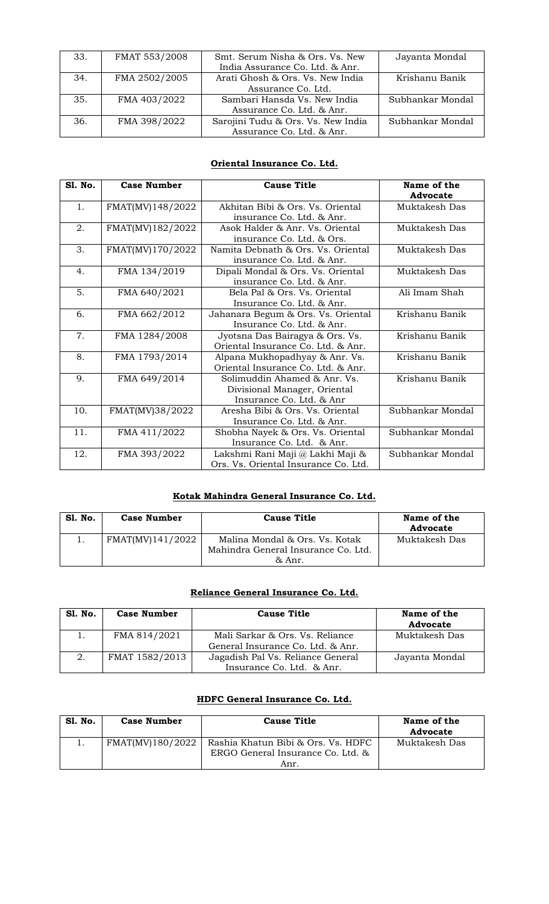| 33. | FMAT 553/2008 | Smt. Serum Nisha & Ors. Vs. New India Assurance Co. Ltd. & Anr. | Jayanta Mondal |
|---|---|---|---|
| 34. | FMA 2502/2005 | Arati Ghosh & Ors. Vs. New India Assurance Co. Ltd. | Krishanu Banik |
| 35. | FMA 403/2022 | Sambari Hansda Vs. New India Assurance Co. Ltd. & Anr. | Subhankar Mondal |
| 36. | FMA 398/2022 | Sarojini Tudu & Ors. Vs. New India Assurance Co. Ltd. & Anr. | Subhankar Mondal |

## Oriental Insurance Co. Ltd.

| Sl. No. | Case Number | Cause Title | Name of the Advocate |
|---|---|---|---|
| 1. | FMAT(MV)148/2022 | Akhitan Bibi & Ors. Vs. Oriental insurance Co. Ltd. & Anr. | Muktakesh Das |
| 2. | FMAT(MV)182/2022 | Asok Halder & Anr. Vs. Oriental insurance Co. Ltd. & Ors. | Muktakesh Das |
| 3. | FMAT(MV)170/2022 | Namita Debnath & Ors. Vs. Oriental insurance Co. Ltd. & Anr. | Muktakesh Das |
| 4. | FMA 134/2019 | Dipali Mondal & Ors. Vs. Oriental insurance Co. Ltd. & Anr. | Muktakesh Das |
| 5. | FMA 640/2021 | Bela Pal & Ors. Vs. Oriental Insurance Co. Ltd. & Anr. | Ali Imam Shah |
| 6. | FMA 662/2012 | Jahanara Begum & Ors. Vs. Oriental Insurance Co. Ltd. & Anr. | Krishanu Banik |
| 7. | FMA 1284/2008 | Jyotsna Das Bairagya & Ors. Vs. Oriental Insurance Co. Ltd. & Anr. | Krishanu Banik |
| 8. | FMA 1793/2014 | Alpana Mukhopadhyay & Anr. Vs. Oriental Insurance Co. Ltd. & Anr. | Krishanu Banik |
| 9. | FMA 649/2014 | Solimuddin Ahamed & Anr. Vs. Divisional Manager, Oriental Insurance Co. Ltd. & Anr | Krishanu Banik |
| 10. | FMAT(MV)38/2022 | Aresha Bibi & Ors. Vs. Oriental Insurance Co. Ltd. & Anr. | Subhankar Mondal |
| 11. | FMA 411/2022 | Shobha Nayek & Ors. Vs. Oriental Insurance Co. Ltd. & Anr. | Subhankar Mondal |
| 12. | FMA 393/2022 | Lakshmi Rani Maji @ Lakhi Maji & Ors. Vs. Oriental Insurance Co. Ltd. | Subhankar Mondal |

## Kotak Mahindra General Insurance Co. Ltd.

| Sl. No. | Case Number | Cause Title | Name of the Advocate |
|---|---|---|---|
| 1. | FMAT(MV)141/2022 | Malina Mondal & Ors. Vs. Kotak Mahindra General Insurance Co. Ltd. & Anr. | Muktakesh Das |

## Reliance General Insurance Co. Ltd.

| Sl. No. | Case Number | Cause Title | Name of the Advocate |
|---|---|---|---|
| 1. | FMA 814/2021 | Mali Sarkar & Ors. Vs. Reliance General Insurance Co. Ltd. & Anr. | Muktakesh Das |
| 2. | FMAT 1582/2013 | Jagadish Pal Vs. Reliance General Insurance Co. Ltd. & Anr. | Jayanta Mondal |

## HDFC General Insurance Co. Ltd.

| Sl. No. | Case Number | Cause Title | Name of the Advocate |
|---|---|---|---|
| 1. | FMAT(MV)180/2022 | Rashia Khatun Bibi & Ors. Vs. HDFC ERGO General Insurance Co. Ltd. & Anr. | Muktakesh Das |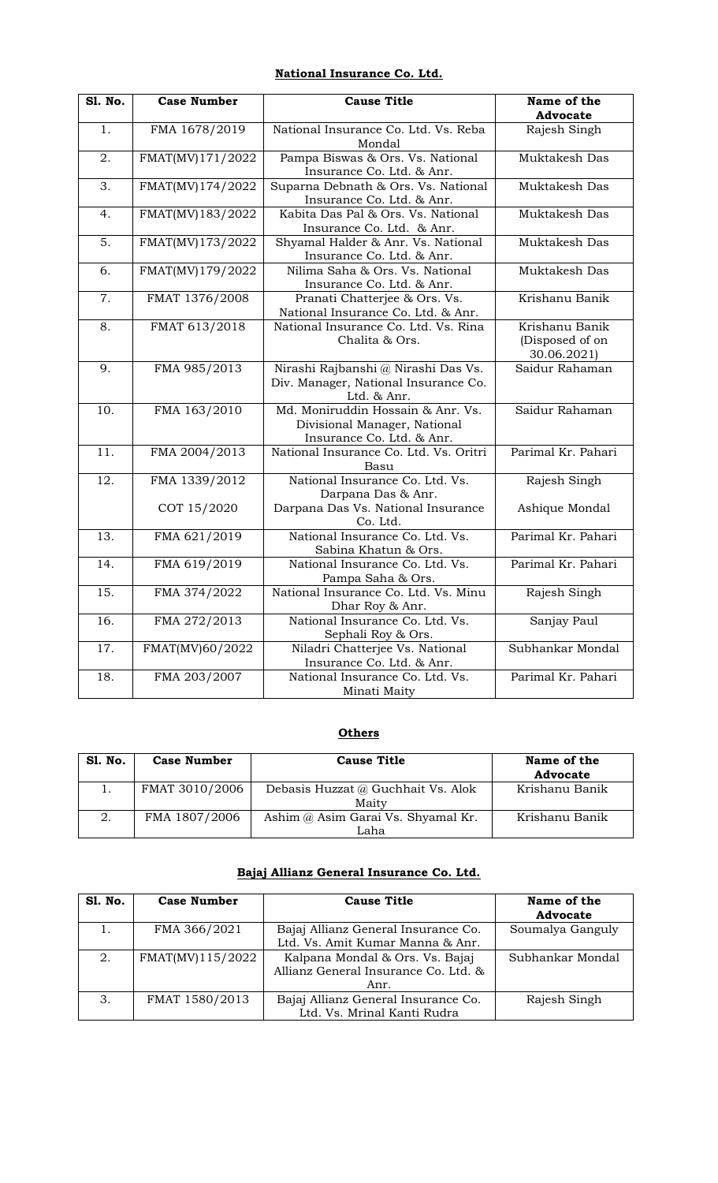## National Insurance Co. Ltd.

| Sl. No. | Case Number | Cause Title | Name of the Advocate |
|---|---|---|---|
| 1. | FMA 1678/2019 | National Insurance Co. Ltd. Vs. Reba Mondal | Rajesh Singh |
| 2. | FMAT(MV)171/2022 | Pampa Biswas & Ors. Vs. National Insurance Co. Ltd. & Anr. | Muktakesh Das |
| 3. | FMAT(MV)174/2022 | Suparna Debnath & Ors. Vs. National Insurance Co. Ltd. & Anr. | Muktakesh Das |
| 4. | FMAT(MV)183/2022 | Kabita Das Pal & Ors. Vs. National Insurance Co. Ltd. & Anr. | Muktakesh Das |
| 5. | FMAT(MV)173/2022 | Shyamal Halder & Anr. Vs. National Insurance Co. Ltd. & Anr. | Muktakesh Das |
| 6. | FMAT(MV)179/2022 | Nilima Saha & Ors. Vs. National Insurance Co. Ltd. & Anr. | Muktakesh Das |
| 7. | FMAT 1376/2008 | Pranati Chatterjee & Ors. Vs. National Insurance Co. Ltd. & Anr. | Krishanu Banik |
| 8. | FMAT 613/2018 | National Insurance Co. Ltd. Vs. Rina Chalita & Ors. | Krishanu Banik (Disposed of on 30.06.2021) |
| 9. | FMA 985/2013 | Nirashi Rajbanshi @ Nirashi Das Vs. Div. Manager, National Insurance Co. Ltd. & Anr. | Saidur Rahaman |
| 10. | FMA 163/2010 | Md. Moniruddin Hossain & Anr. Vs. Divisional Manager, National Insurance Co. Ltd. & Anr. | Saidur Rahaman |
| 11. | FMA 2004/2013 | National Insurance Co. Ltd. Vs. Oritri Basu | Parimal Kr. Pahari |
| 12. | FMA 1339/2012 | National Insurance Co. Ltd. Vs. Darpana Das & Anr. | Rajesh Singh |
| | COT 15/2020 | Darpana Das Vs. National Insurance Co. Ltd. | Ashique Mondal |
| 13. | FMA 621/2019 | National Insurance Co. Ltd. Vs. Sabina Khatun & Ors. | Parimal Kr. Pahari |
| 14. | FMA 619/2019 | National Insurance Co. Ltd. Vs. Pampa Saha & Ors. | Parimal Kr. Pahari |
| 15. | FMA 374/2022 | National Insurance Co. Ltd. Vs. Minu Dhar Roy & Anr. | Rajesh Singh |
| 16. | FMA 272/2013 | National Insurance Co. Ltd. Vs. Sephali Roy & Ors. | Sanjay Paul |
| 17. | FMAT(MV)60/2022 | Niladri Chatterjee Vs. National Insurance Co. Ltd. & Anr. | Subhankar Mondal |
| 18. | FMA 203/2007 | National Insurance Co. Ltd. Vs. Minati Maity | Parimal Kr. Pahari |

## Others

| Sl. No. | Case Number | Cause Title | Name of the Advocate |
|---|---|---|---|
| 1. | FMAT 3010/2006 | Debasis Huzzat @ Guchhait Vs. Alok Maity | Krishanu Banik |
| 2. | FMA 1807/2006 | Ashim @ Asim Garai Vs. Shyamal Kr. Laha | Krishanu Banik |

## Bajaj Allianz General Insurance Co. Ltd.

| Sl. No. | Case Number | Cause Title | Name of the Advocate |
|---|---|---|---|
| 1. | FMA 366/2021 | Bajaj Allianz General Insurance Co. Ltd. Vs. Amit Kumar Manna & Anr. | Soumalya Ganguly |
| 2. | FMAT(MV)115/2022 | Kalpana Mondal & Ors. Vs. Bajaj Allianz General Insurance Co. Ltd. & Anr. | Subhankar Mondal |
| 3. | FMAT 1580/2013 | Bajaj Allianz General Insurance Co. Ltd. Vs. Mrinal Kanti Rudra | Rajesh Singh |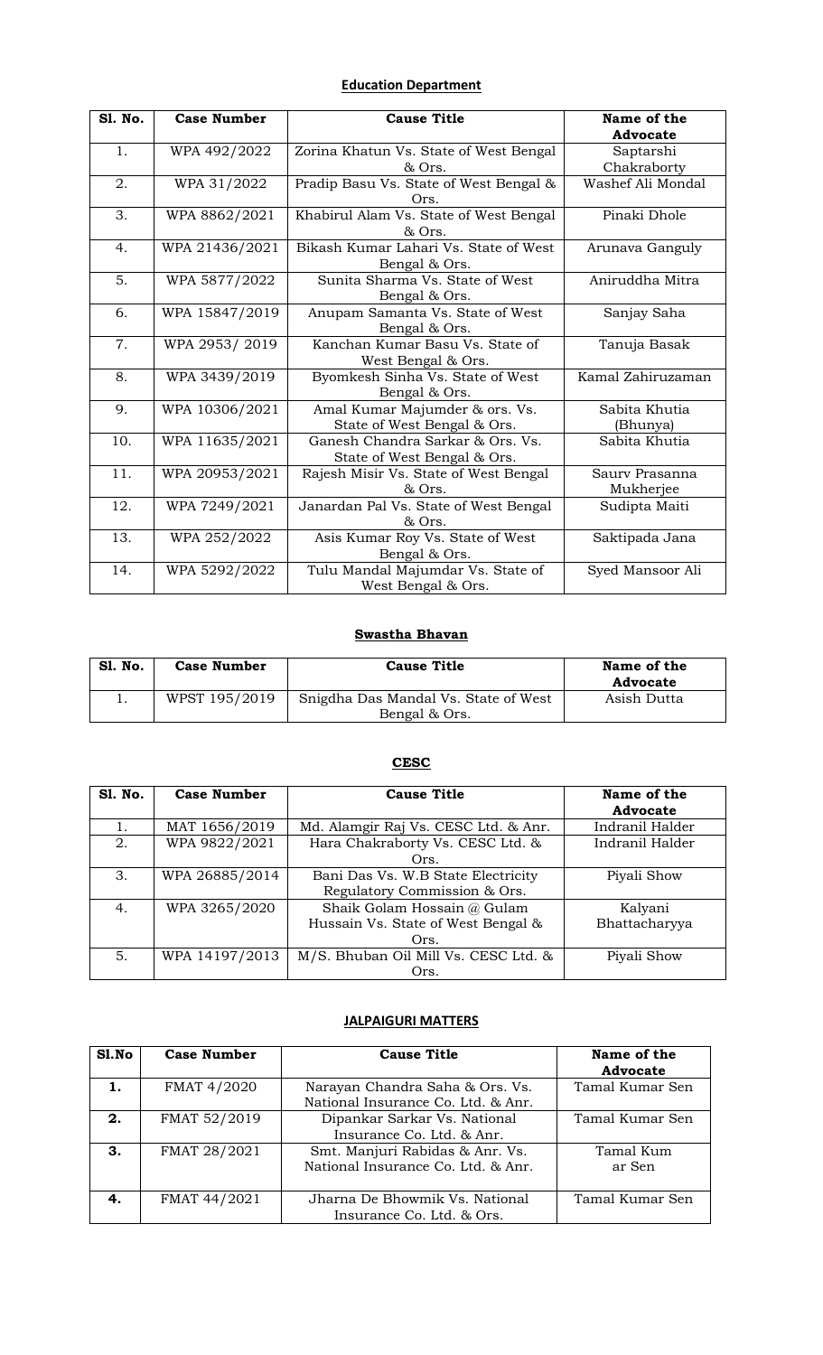## Education Department

| Sl. No. | Case Number | Cause Title | Name of the Advocate |
|---|---|---|---|
| 1. | WPA 492/2022 | Zorina Khatun Vs. State of West Bengal & Ors. | Saptarshi Chakraborty |
| 2. | WPA 31/2022 | Pradip Basu Vs. State of West Bengal & Ors. | Washef Ali Mondal |
| 3. | WPA 8862/2021 | Khabirul Alam Vs. State of West Bengal & Ors. | Pinaki Dhole |
| 4. | WPA 21436/2021 | Bikash Kumar Lahari Vs. State of West Bengal & Ors. | Arunava Ganguly |
| 5. | WPA 5877/2022 | Sunita Sharma Vs. State of West Bengal & Ors. | Aniruddha Mitra |
| 6. | WPA 15847/2019 | Anupam Samanta Vs. State of West Bengal & Ors. | Sanjay Saha |
| 7. | WPA 2953/ 2019 | Kanchan Kumar Basu Vs. State of West Bengal & Ors. | Tanuja Basak |
| 8. | WPA 3439/2019 | Byomkesh Sinha Vs. State of West Bengal & Ors. | Kamal Zahiruzaman |
| 9. | WPA 10306/2021 | Amal Kumar Majumder & ors. Vs. State of West Bengal & Ors. | Sabita Khutia (Bhunya) |
| 10. | WPA 11635/2021 | Ganesh Chandra Sarkar & Ors. Vs. State of West Bengal & Ors. | Sabita Khutia |
| 11. | WPA 20953/2021 | Rajesh Misir Vs. State of West Bengal & Ors. | Saurv Prasanna Mukherjee |
| 12. | WPA 7249/2021 | Janardan Pal Vs. State of West Bengal & Ors. | Sudipta Maiti |
| 13. | WPA 252/2022 | Asis Kumar Roy Vs. State of West Bengal & Ors. | Saktipada Jana |
| 14. | WPA 5292/2022 | Tulu Mandal Majumdar Vs. State of West Bengal & Ors. | Syed Mansoor Ali |

## Swastha Bhavan

| Sl. No. | Case Number | Cause Title | Name of the Advocate |
|---|---|---|---|
| 1. | WPST 195/2019 | Snigdha Das Mandal Vs. State of West Bengal & Ors. | Asish Dutta |

## CESC

| Sl. No. | Case Number | Cause Title | Name of the Advocate |
|---|---|---|---|
| 1. | MAT 1656/2019 | Md. Alamgir Raj Vs. CESC Ltd. & Anr. | Indranil Halder |
| 2. | WPA 9822/2021 | Hara Chakraborty Vs. CESC Ltd. & Ors. | Indranil Halder |
| 3. | WPA 26885/2014 | Bani Das Vs. W.B State Electricity Regulatory Commission & Ors. | Piyali Show |
| 4. | WPA 3265/2020 | Shaik Golam Hossain @ Gulam Hussain Vs. State of West Bengal & Ors. | Kalyani Bhattacharyya |
| 5. | WPA 14197/2013 | M/S. Bhuban Oil Mill Vs. CESC Ltd. & Ors. | Piyali Show |

## JALPAIGURI MATTERS

| Sl.No | Case Number | Cause Title | Name of the Advocate |
|---|---|---|---|
| **1.** | FMAT 4/2020 | Narayan Chandra Saha & Ors. Vs. National Insurance Co. Ltd. & Anr. | Tamal Kumar Sen |
| **2.** | FMAT 52/2019 | Dipankar Sarkar Vs. National Insurance Co. Ltd. & Anr. | Tamal Kumar Sen |
| **3.** | FMAT 28/2021 | Smt. Manjuri Rabidas & Anr. Vs. National Insurance Co. Ltd. & Anr. | Tamal Kum ar Sen |
| **4.** | FMAT 44/2021 | Jharna De Bhowmik Vs. National Insurance Co. Ltd. & Ors. | Tamal Kumar Sen |